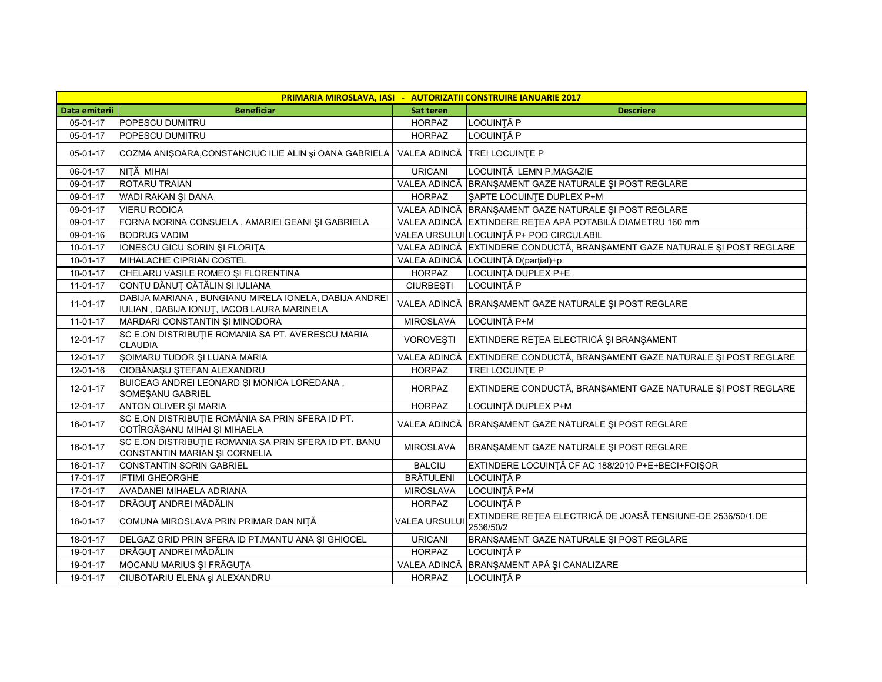| PRIMARIA MIROSLAVA, IASI - AUTORIZATII CONSTRUIRE IANUARIE 2017 | | | |
|---|---|---|---|
| **Data emiterii** | **Beneficiar** | **Sat teren** | **Descriere** |
| 05-01-17 | POPESCU DUMITRU | HORPAZ | LOCUINŢĂ P |
| 05-01-17 | POPESCU DUMITRU | HORPAZ | LOCUINŢĂ P |
| 05-01-17 | COZMA ANIŞOARA,CONSTANCIUC ILIE ALIN şi OANA GABRIELA | VALEA ADINCĂ | TREI LOCUINŢE P |
| 06-01-17 | NIŢĂ MIHAI | URICANI | LOCUINŢĂ LEMN P,MAGAZIE |
| 09-01-17 | ROTARU TRAIAN | VALEA ADINCĂ | BRANŞAMENT GAZE NATURALE ŞI POST REGLARE |
| 09-01-17 | WADI RAKAN ŞI DANA | HORPAZ | ŞAPTE LOCUINŢE DUPLEX P+M |
| 09-01-17 | VIERU RODICA | VALEA ADINCĂ | BRANŞAMENT GAZE NATURALE ŞI POST REGLARE |
| 09-01-17 | FORNA NORINA CONSUELA , AMARIEI GEANI ŞI GABRIELA | VALEA ADINCĂ | EXTINDERE REŢEA APĂ POTABILĂ DIAMETRU 160 mm |
| 09-01-16 | BODRUG VADIM | VALEA URSULUI | LOCUINŢĂ P+ POD CIRCULABIL |
| 10-01-17 | IONESCU GICU SORIN ŞI FLORIŢA | VALEA ADINCĂ | EXTINDERE CONDUCTĂ, BRANŞAMENT GAZE NATURALE ŞI POST REGLARE |
| 10-01-17 | MIHALACHE CIPRIAN COSTEL | VALEA ADINCĂ | LOCUINŢĂ D(parţial)+p |
| 10-01-17 | CHELARU VASILE ROMEO ŞI FLORENTINA | HORPAZ | LOCUINŢĂ DUPLEX P+E |
| 11-01-17 | CONŢU DĂNUŢ CĂTĂLIN ŞI IULIANA | CIURBEŞTI | LOCUINŢĂ P |
| 11-01-17 | DABIJA MARIANA , BUNGIANU MIRELA IONELA, DABIJA ANDREI IULIAN , DABIJA IONUŢ, IACOB LAURA MARINELA | VALEA ADINCĂ | BRANŞAMENT GAZE NATURALE ŞI POST REGLARE |
| 11-01-17 | MARDARI CONSTANTIN ŞI MINODORA | MIROSLAVA | LOCUINŢĂ P+M |
| 12-01-17 | SC E.ON DISTRIBUŢIE ROMANIA SA PT. AVERESCU MARIA CLAUDIA | VOROVEŞTI | EXTINDERE REŢEA ELECTRICĂ ŞI BRANŞAMENT |
| 12-01-17 | ŞOIMARU TUDOR ŞI LUANA MARIA | VALEA ADINCĂ | EXTINDERE CONDUCTĂ, BRANŞAMENT GAZE NATURALE ŞI POST REGLARE |
| 12-01-16 | CIOBĂNAŞU ŞTEFAN ALEXANDRU | HORPAZ | TREI LOCUINŢE P |
| 12-01-17 | BUICEAG ANDREI LEONARD ŞI MONICA LOREDANA , SOMEŞANU GABRIEL | HORPAZ | EXTINDERE CONDUCTĂ, BRANŞAMENT GAZE NATURALE ŞI POST REGLARE |
| 12-01-17 | ANTON OLIVER ŞI MARIA | HORPAZ | LOCUINŢĂ DUPLEX P+M |
| 16-01-17 | SC E.ON DISTRIBUŢIE ROMÂNIA SA PRIN SFERA ID PT. COTÎRGĂŞANU MIHAI ŞI MIHAELA | VALEA ADINCĂ | BRANŞAMENT GAZE NATURALE ŞI POST REGLARE |
| 16-01-17 | SC E.ON DISTRIBUŢIE ROMANIA SA PRIN SFERA ID PT. BANU CONSTANTIN MARIAN ŞI CORNELIA | MIROSLAVA | BRANŞAMENT GAZE NATURALE ŞI POST REGLARE |
| 16-01-17 | CONSTANTIN SORIN GABRIEL | BALCIU | EXTINDERE LOCUINŢĂ CF AC 188/2010 P+E+BECI+FOIŞOR |
| 17-01-17 | IFTIMI GHEORGHE | BRĂTULENI | LOCUINŢĂ P |
| 17-01-17 | AVADANEI MIHAELA ADRIANA | MIROSLAVA | LOCUINŢĂ P+M |
| 18-01-17 | DRĂGUŢ ANDREI MĂDĂLIN | HORPAZ | LOCUINŢĂ P |
| 18-01-17 | COMUNA MIROSLAVA PRIN PRIMAR DAN NIŢĂ | VALEA URSULUI | EXTINDERE REŢEA ELECTRICĂ DE JOASĂ TENSIUNE-DE 2536/50/1,DE 2536/50/2 |
| 18-01-17 | DELGAZ GRID PRIN SFERA ID PT.MANTU ANA ŞI GHIOCEL | URICANI | BRANŞAMENT GAZE NATURALE ŞI POST REGLARE |
| 19-01-17 | DRĂGUŢ ANDREI MĂDĂLIN | HORPAZ | LOCUINŢĂ P |
| 19-01-17 | MOCANU MARIUS ŞI FRĂGUŢA | VALEA ADINCĂ | BRANŞAMENT APĂ ŞI CANALIZARE |
| 19-01-17 | CIUBOTARIU ELENA şi ALEXANDRU | HORPAZ | LOCUINŢĂ P |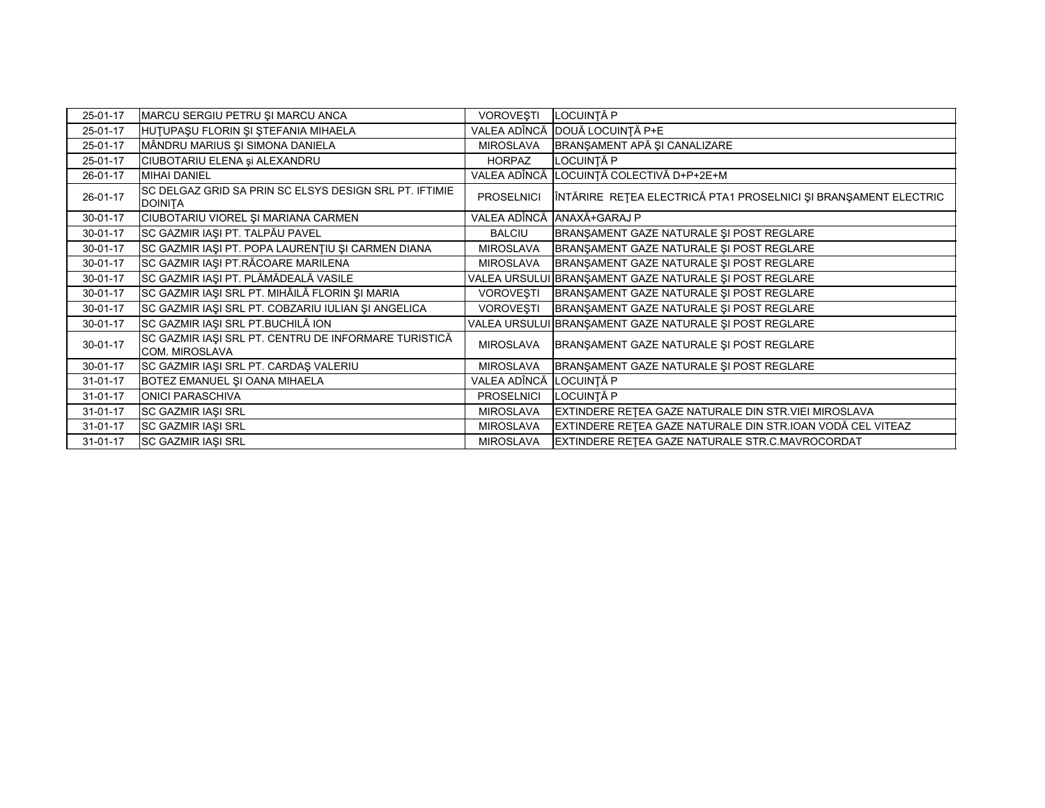| | | | |
|---|---|---|---|
| 25-01-17 | MARCU SERGIU PETRU ŞI MARCU ANCA | VOROVEŞTI | LOCUINŢĂ P |
| 25-01-17 | HUŢUPAŞU FLORIN ŞI ŞTEFANIA MIHAELA | VALEA ADÎNCĂ | DOUĂ LOCUINŢĂ P+E |
| 25-01-17 | MÂNDRU MARIUS ŞI SIMONA DANIELA | MIROSLAVA | BRANŞAMENT APĂ ŞI CANALIZARE |
| 25-01-17 | CIUBOTARIU ELENA şi ALEXANDRU | HORPAZ | LOCUINŢĂ P |
| 26-01-17 | MIHAI DANIEL | VALEA ADÎNCĂ | LOCUINŢĂ COLECTIVĂ D+P+2E+M |
| 26-01-17 | SC DELGAZ GRID SA PRIN SC ELSYS DESIGN SRL PT. IFTIMIE DOINIŢA | PROSELNICI | ÎNTĂRIRE REŢEA ELECTRICĂ PTA1 PROSELNICI ŞI BRANŞAMENT ELECTRIC |
| 30-01-17 | CIUBOTARIU VIOREL ŞI MARIANA CARMEN | VALEA ADÎNCĂ | ANAXĂ+GARAJ P |
| 30-01-17 | SC GAZMIR IAŞI PT. TALPĂU PAVEL | BALCIU | BRANŞAMENT GAZE NATURALE ŞI POST REGLARE |
| 30-01-17 | SC GAZMIR IAŞI PT. POPA LAURENŢIU ŞI CARMEN DIANA | MIROSLAVA | BRANŞAMENT GAZE NATURALE ŞI POST REGLARE |
| 30-01-17 | SC GAZMIR IAŞI PT.RĂCOARE MARILENA | MIROSLAVA | BRANŞAMENT GAZE NATURALE ŞI POST REGLARE |
| 30-01-17 | SC GAZMIR IAŞI PT. PLĂMĂDEALĂ VASILE | VALEA URSULUI | BRANŞAMENT GAZE NATURALE ŞI POST REGLARE |
| 30-01-17 | SC GAZMIR IAŞI SRL PT. MIHĂILĂ FLORIN ŞI MARIA | VOROVEŞTI | BRANŞAMENT GAZE NATURALE ŞI POST REGLARE |
| 30-01-17 | SC GAZMIR IAŞI SRL PT. COBZARIU IULIAN ŞI ANGELICA | VOROVEŞTI | BRANŞAMENT GAZE NATURALE ŞI POST REGLARE |
| 30-01-17 | SC GAZMIR IAŞI SRL PT.BUCHILĂ ION | VALEA URSULUI | BRANŞAMENT GAZE NATURALE ŞI POST REGLARE |
| 30-01-17 | SC GAZMIR IAŞI SRL PT. CENTRU DE INFORMARE TURISTICĂ COM. MIROSLAVA | MIROSLAVA | BRANŞAMENT GAZE NATURALE ŞI POST REGLARE |
| 30-01-17 | SC GAZMIR IAŞI SRL PT. CARDAŞ VALERIU | MIROSLAVA | BRANŞAMENT GAZE NATURALE ŞI POST REGLARE |
| 31-01-17 | BOTEZ EMANUEL ŞI OANA MIHAELA | VALEA ADÎNCĂ | LOCUINŢĂ P |
| 31-01-17 | ONICI PARASCHIVA | PROSELNICI | LOCUINŢĂ P |
| 31-01-17 | SC GAZMIR IAŞI SRL | MIROSLAVA | EXTINDERE REŢEA GAZE NATURALE DIN STR.VIEI MIROSLAVA |
| 31-01-17 | SC GAZMIR IAŞI SRL | MIROSLAVA | EXTINDERE REŢEA GAZE NATURALE DIN STR.IOAN VODĂ CEL VITEAZ |
| 31-01-17 | SC GAZMIR IAŞI SRL | MIROSLAVA | EXTINDERE REŢEA GAZE NATURALE STR.C.MAVROCORDAT |